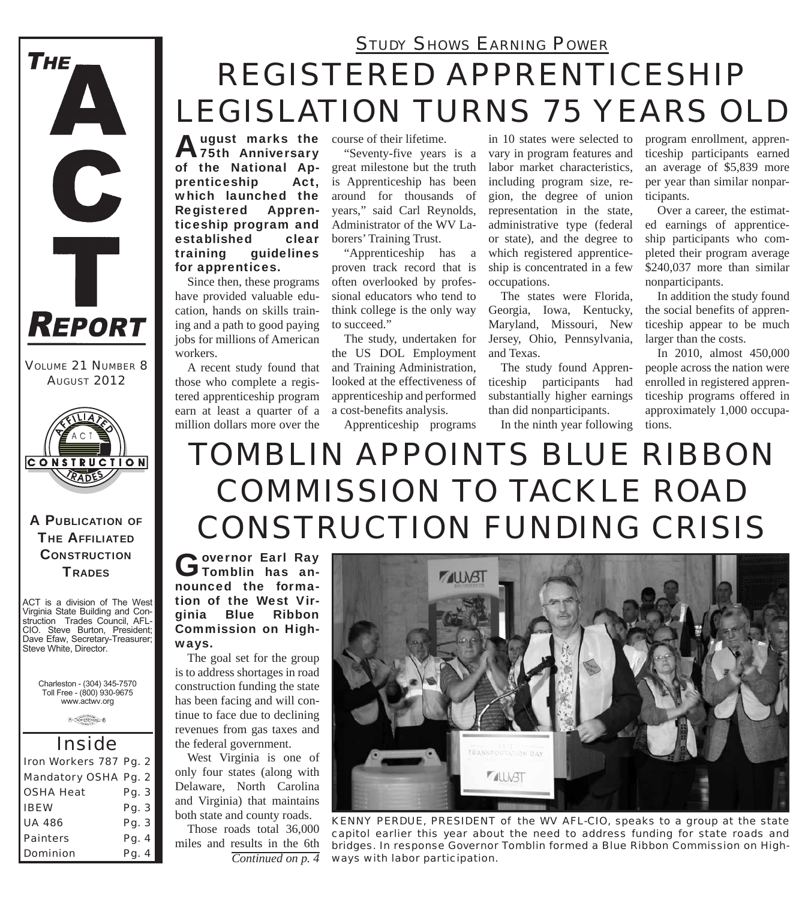# THE ACT REPORT

VOLUME 21 NUMBER 8
AUGUST 2012

**A PUBLICATION OF THE AFFILIATED CONSTRUCTION TRADES**

ACT is a division of The West Virginia State Building and Construction Trades Council, AFL-CIO. Steve Burton, President; Dave Efaw, Secretary-Treasurer; Steve White, Director.

Charleston - (304) 345-7570
Toll Free - (800) 930-9675
www.actwv.org

## Inside

| | |
|---|---|
| Iron Workers 787 | Pg. 2 |
| Mandatory OSHA | Pg. 2 |
| OSHA Heat | Pg. 3 |
| IBEW | Pg. 3 |
| UA 486 | Pg. 3 |
| Painters | Pg. 4 |
| Dominion | Pg. 4 |

STUDY SHOWS EARNING POWER

# REGISTERED APPRENTICESHIP LEGISLATION TURNS 75 YEARS OLD

**August marks the 75th Anniversary of the National Apprenticeship Act, which launched the Registered Apprenticeship program and established clear training guidelines for apprentices.**

Since then, these programs have provided valuable education, hands on skills training and a path to good paying jobs for millions of American workers.

A recent study found that those who complete a registered apprenticeship program earn at least a quarter of a million dollars more over the course of their lifetime.

"Seventy-five years is a great milestone but the truth is Apprenticeship has been around for thousands of years," said Carl Reynolds, Administrator of the WV Laborers' Training Trust.

"Apprenticeship has a proven track record that is often overlooked by professional educators who tend to think college is the only way to succeed."

The study, undertaken for the US DOL Employment and Training Administration, looked at the effectiveness of apprenticeship and performed a cost-benefits analysis.

Apprenticeship programs in 10 states were selected to vary in program features and labor market characteristics, including program size, region, the degree of union representation in the state, administrative type (federal or state), and the degree to which registered apprenticeship is concentrated in a few occupations.

The states were Florida, Georgia, Iowa, Kentucky, Maryland, Missouri, New Jersey, Ohio, Pennsylvania, and Texas.

The study found Apprenticeship participants had substantially higher earnings than did nonparticipants.

In the ninth year following program enrollment, apprenticeship participants earned an average of $5,839 more per year than similar nonparticipants.

Over a career, the estimated earnings of apprenticeship participants who completed their program average $240,037 more than similar nonparticipants.

In addition the study found the social benefits of apprenticeship appear to be much larger than the costs.

In 2010, almost 450,000 people across the nation were enrolled in registered apprenticeship programs offered in approximately 1,000 occupations.

# TOMBLIN APPOINTS BLUE RIBBON COMMISSION TO TACKLE ROAD CONSTRUCTION FUNDING CRISIS

**Governor Earl Ray Tomblin has announced the formation of the West Virginia Blue Ribbon Commission on Highways.**

The goal set for the group is to address shortages in road construction funding the state has been facing and will continue to face due to declining revenues from gas taxes and the federal government.

West Virginia is one of only four states (along with Delaware, North Carolina and Virginia) that maintains both state and county roads.

Those roads total 36,000 miles and results in the 6th

*Continued on p. 4*

KENNY PERDUE, PRESIDENT of the WV AFL-CIO, speaks to a group at the state capitol earlier this year about the need to address funding for state roads and bridges. In response Governor Tomblin formed a Blue Ribbon Commission on Highways with labor participation.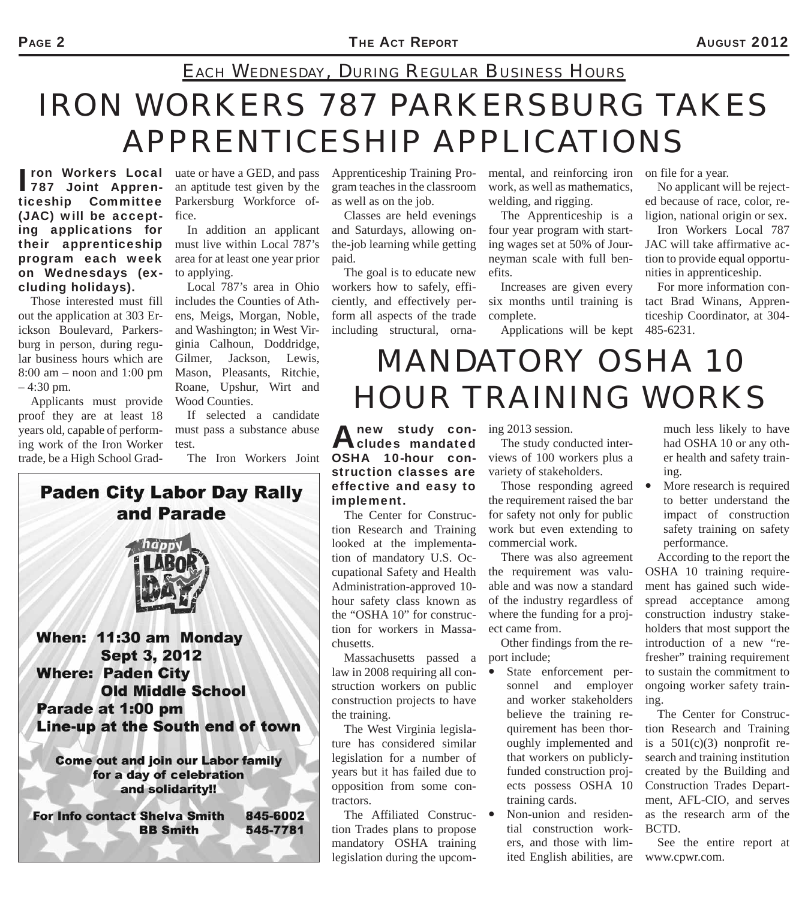EACH WEDNESDAY, DURING REGULAR BUSINESS HOURS

# IRON WORKERS 787 PARKERSBURG TAKES APPRENTICESHIP APPLICATIONS

**Iron Workers Local 787 Joint Apprenticeship Committee (JAC) will be accepting applications for their apprenticeship program each week on Wednesdays (excluding holidays).**

Those interested must fill out the application at 303 Erickson Boulevard, Parkersburg in person, during regular business hours which are 8:00 am – noon and 1:00 pm – 4:30 pm.

Applicants must provide proof they are at least 18 years old, capable of performing work of the Iron Worker trade, be a High School Graduate or have a GED, and pass an aptitude test given by the Parkersburg Workforce office.

In addition an applicant must live within Local 787's area for at least one year prior to applying.

Local 787's area in Ohio includes the Counties of Athens, Meigs, Morgan, Noble, and Washington; in West Virginia Calhoun, Doddridge, Gilmer, Jackson, Lewis, Mason, Pleasants, Ritchie, Roane, Upshur, Wirt and Wood Counties.

If selected a candidate must pass a substance abuse test.

The Iron Workers Joint Apprenticeship Training Program teaches in the classroom as well as on the job.

Classes are held evenings and Saturdays, allowing on-the-job learning while getting paid.

The goal is to educate new workers how to safely, efficiently, and effectively perform all aspects of the trade including structural, ornamental, and reinforcing iron work, as well as mathematics, welding, and rigging.

The Apprenticeship is a four year program with starting wages set at 50% of Journeyman scale with full benefits.

Increases are given every six months until training is complete.

Applications will be kept on file for a year.

No applicant will be rejected because of race, color, religion, national origin or sex.

Iron Workers Local 787 JAC will take affirmative action to provide equal opportunities in apprenticeship.

For more information contact Brad Winans, Apprenticeship Coordinator, at 304-485-6231.

## Paden City Labor Day Rally and Parade

happy LABOR DAY

**When:** 11:30 am Monday Sept 3, 2012
**Where:** Paden City Old Middle School
**Parade at 1:00 pm**
**Line-up at the South end of town**

Come out and join our Labor family for a day of celebration and solidarity!!

For Info contact Shelva Smith 845-6002
BB Smith 545-7781

# MANDATORY OSHA 10 HOUR TRAINING WORKS

**A new study concludes mandated OSHA 10-hour construction classes are effective and easy to implement.**

The Center for Construction Research and Training looked at the implementation of mandatory U.S. Occupational Safety and Health Administration-approved 10-hour safety class known as the "OSHA 10" for construction for workers in Massachusetts.

Massachusetts passed a law in 2008 requiring all construction workers on public construction projects to have the training.

The West Virginia legislature has considered similar legislation for a number of years but it has failed due to opposition from some contractors.

The Affiliated Construction Trades plans to propose mandatory OSHA training legislation during the upcoming 2013 session.

The study conducted interviews of 100 workers plus a variety of stakeholders.

Those responding agreed the requirement raised the bar for safety not only for public work but even extending to commercial work.

There was also agreement the requirement was valuable and was now a standard of the industry regardless of where the funding for a project came from.

Other findings from the report include;

- State enforcement personnel and employer and worker stakeholders believe the training requirement has been thoroughly implemented and that workers on publicly-funded construction projects possess OSHA 10 training cards.
- Non-union and residential construction workers, and those with limited English abilities, are much less likely to have had OSHA 10 or any other health and safety training.
- More research is required to better understand the impact of construction safety training on safety performance.

According to the report the OSHA 10 training requirement has gained such widespread acceptance among construction industry stakeholders that most support the introduction of a new "refresher" training requirement to sustain the commitment to ongoing worker safety training.

The Center for Construction Research and Training is a 501(c)(3) nonprofit research and training institution created by the Building and Construction Trades Department, AFL-CIO, and serves as the research arm of the BCTD.

See the entire report at www.cpwr.com.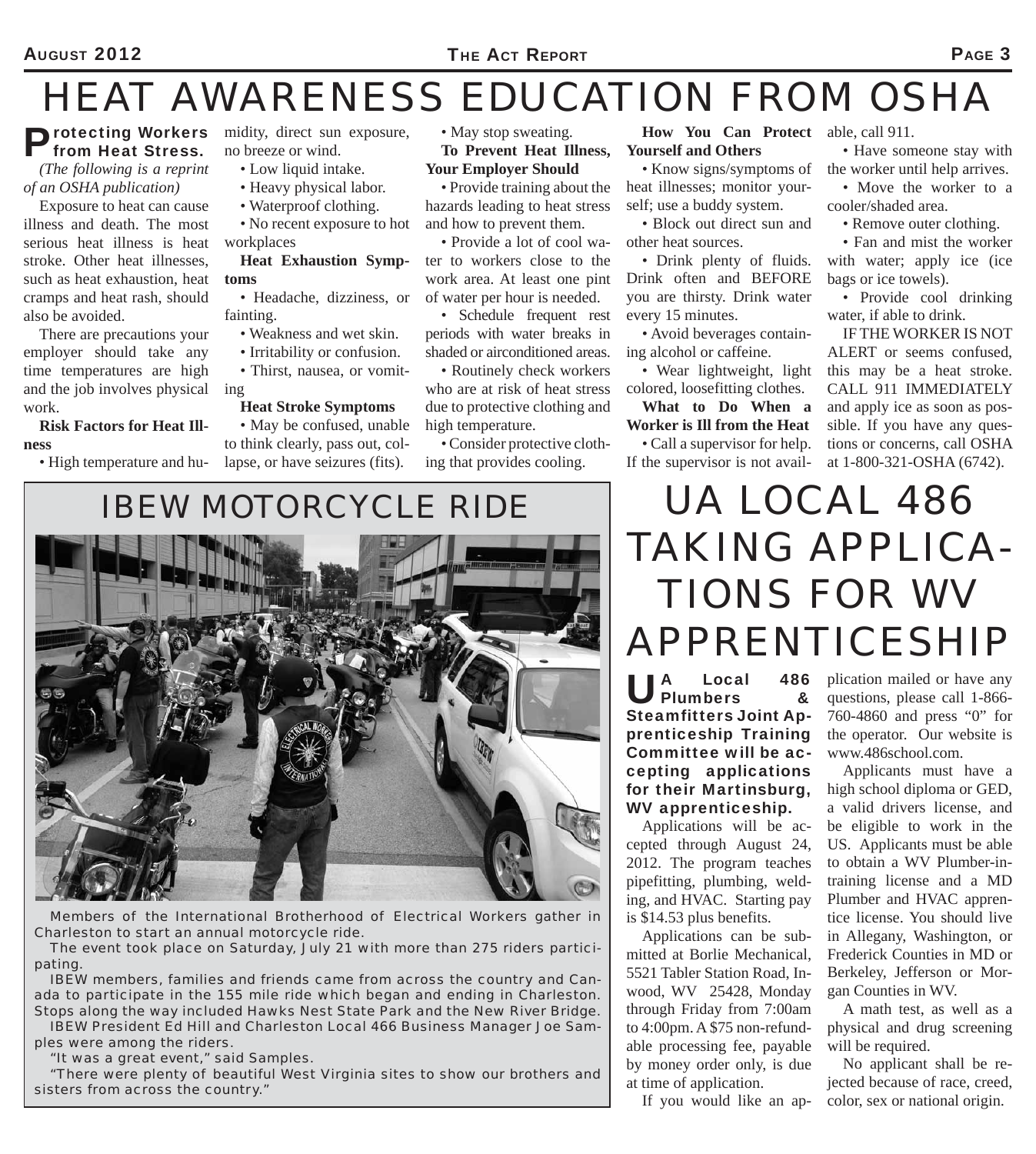// The photo of the motorcycle ride is omitted since no images were detected on this page; only its caption text is transcribed.
# HEAT AWARENESS EDUCATION FROM OSHA

**Protecting Workers from Heat Stress.**

*(The following is a reprint of an OSHA publication)*

Exposure to heat can cause illness and death. The most serious heat illness is heat stroke. Other heat illnesses, such as heat exhaustion, heat cramps and heat rash, should also be avoided.

There are precautions your employer should take any time temperatures are high and the job involves physical work.

**Risk Factors for Heat Illness**

- High temperature and humidity, direct sun exposure, no breeze or wind.
- Low liquid intake.
- Heavy physical labor.
- Waterproof clothing.
- No recent exposure to hot workplaces

**Heat Exhaustion Symptoms**

- Headache, dizziness, or fainting.
- Weakness and wet skin.
- Irritability or confusion.
- Thirst, nausea, or vomiting

**Heat Stroke Symptoms**

- May be confused, unable to think clearly, pass out, collapse, or have seizures (fits).
- May stop sweating.

**To Prevent Heat Illness, Your Employer Should**

- Provide training about the hazards leading to heat stress and how to prevent them.
- Provide a lot of cool water to workers close to the work area. At least one pint of water per hour is needed.
- Schedule frequent rest periods with water breaks in shaded or airconditioned areas.
- Routinely check workers who are at risk of heat stress due to protective clothing and high temperature.
- Consider protective clothing that provides cooling.

**How You Can Protect Yourself and Others**

- Know signs/symptoms of heat illnesses; monitor yourself; use a buddy system.
- Block out direct sun and other heat sources.
- Drink plenty of fluids. Drink often and BEFORE you are thirsty. Drink water every 15 minutes.
- Avoid beverages containing alcohol or caffeine.
- Wear lightweight, light colored, loosefitting clothes.

**What to Do When a Worker is Ill from the Heat**

- Call a supervisor for help. If the supervisor is not available, call 911.
- Have someone stay with the worker until help arrives.
- Move the worker to a cooler/shaded area.
- Remove outer clothing.
- Fan and mist the worker with water; apply ice (ice bags or ice towels).
- Provide cool drinking water, if able to drink.

IF THE WORKER IS NOT ALERT or seems confused, this may be a heat stroke. CALL 911 IMMEDIATELY and apply ice as soon as possible. If you have any questions or concerns, call OSHA at 1-800-321-OSHA (6742).

# IBEW MOTORCYCLE RIDE

Members of the International Brotherhood of Electrical Workers gather in Charleston to start an annual motorcycle ride.

The event took place on Saturday, July 21 with more than 275 riders participating.

IBEW members, families and friends came from across the country and Canada to participate in the 155 mile ride which began and ending in Charleston. Stops along the way included Hawks Nest State Park and the New River Bridge.

IBEW President Ed Hill and Charleston Local 466 Business Manager Joe Samples were among the riders.

"It was a great event," said Samples.

"There were plenty of beautiful West Virginia sites to show our brothers and sisters from across the country."

# UA LOCAL 486 TAKING APPLICATIONS FOR WV APPRENTICESHIP

**UA Local 486 Plumbers & Steamfitters Joint Apprenticeship Training Committee will be accepting applications for their Martinsburg, WV apprenticeship.**

Applications will be accepted through August 24, 2012. The program teaches pipefitting, plumbing, welding, and HVAC. Starting pay is $14.53 plus benefits.

Applications can be submitted at Borlie Mechanical, 5521 Tabler Station Road, Inwood, WV 25428, Monday through Friday from 7:00am to 4:00pm. A $75 non-refundable processing fee, payable by money order only, is due at time of application.

If you would like an application mailed or have any questions, please call 1-866-760-4860 and press "0" for the operator. Our website is www.486school.com.

Applicants must have a high school diploma or GED, a valid drivers license, and be eligible to work in the US. Applicants must be able to obtain a WV Plumber-in-training license and a MD Plumber and HVAC apprentice license. You should live in Allegany, Washington, or Frederick Counties in MD or Berkeley, Jefferson or Morgan Counties in WV.

A math test, as well as a physical and drug screening will be required.

No applicant shall be rejected because of race, creed, color, sex or national origin.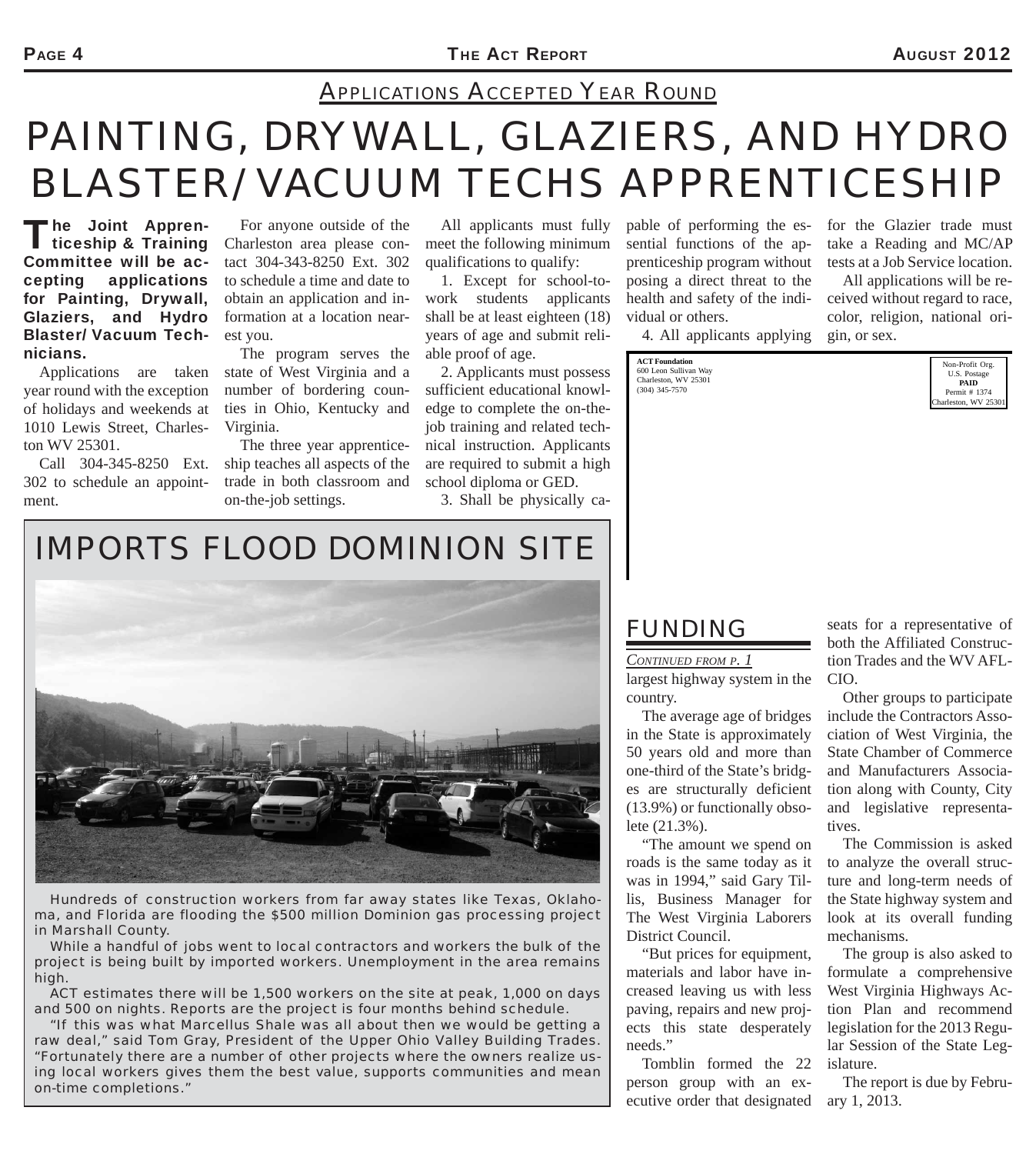## Applications Accepted Year Round

# PAINTING, DRYWALL, GLAZIERS, AND HYDRO BLASTER/VACUUM TECHS APPRENTICESHIP

**The Joint Apprenticeship & Training Committee will be accepting applications for Painting, Drywall, Glaziers, and Hydro Blaster/Vacuum Technicians.**

Applications are taken year round with the exception of holidays and weekends at 1010 Lewis Street, Charleston WV 25301.

Call 304-345-8250 Ext. 302 to schedule an appointment.

For anyone outside of the Charleston area please contact 304-343-8250 Ext. 302 to schedule a time and date to obtain an application and information at a location nearest you.

The program serves the state of West Virginia and a number of bordering counties in Ohio, Kentucky and Virginia.

The three year apprenticeship teaches all aspects of the trade in both classroom and on-the-job settings.

All applicants must fully meet the following minimum qualifications to qualify:

1. Except for school-to-work students applicants shall be at least eighteen (18) years of age and submit reliable proof of age.

2. Applicants must possess sufficient educational knowledge to complete the on-the-job training and related technical instruction. Applicants are required to submit a high school diploma or GED.

3. Shall be physically capable of performing the essential functions of the apprenticeship program without posing a direct threat to the health and safety of the individual or others.

4. All applicants applying for the Glazier trade must take a Reading and MC/AP tests at a Job Service location.

All applications will be received without regard to race, color, religion, national origin, or sex.

**ACT Foundation**
600 Leon Sullivan Way
Charleston, WV 25301
(304) 345-7570

Non-Profit Org.
U.S. Postage
**PAID**
Permit # 1374
Charleston, WV 25301

# IMPORTS FLOOD DOMINION SITE

Hundreds of construction workers from far away states like Texas, Oklahoma, and Florida are flooding the $500 million Dominion gas processing project in Marshall County.

While a handful of jobs went to local contractors and workers the bulk of the project is being built by imported workers. Unemployment in the area remains high.

ACT estimates there will be 1,500 workers on the site at peak, 1,000 on days and 500 on nights. Reports are the project is four months behind schedule.

"If this was what Marcellus Shale was all about then we would be getting a raw deal," said Tom Gray, President of the Upper Ohio Valley Building Trades. "Fortunately there are a number of other projects where the owners realize using local workers gives them the best value, supports communities and mean on-time completions."

# FUNDING

*Continued from p. 1*

largest highway system in the country.

The average age of bridges in the State is approximately 50 years old and more than one-third of the State's bridges are structurally deficient (13.9%) or functionally obsolete (21.3%).

"The amount we spend on roads is the same today as it was in 1994," said Gary Tillis, Business Manager for The West Virginia Laborers District Council.

"But prices for equipment, materials and labor have increased leaving us with less paving, repairs and new projects this state desperately needs."

Tomblin formed the 22 person group with an executive order that designated seats for a representative of both the Affiliated Construction Trades and the WV AFL-CIO.

Other groups to participate include the Contractors Association of West Virginia, the State Chamber of Commerce and Manufacturers Association along with County, City and legislative representatives.

The Commission is asked to analyze the overall structure and long-term needs of the State highway system and look at its overall funding mechanisms.

The group is also asked to formulate a comprehensive West Virginia Highways Action Plan and recommend legislation for the 2013 Regular Session of the State Legislature.

The report is due by February 1, 2013.